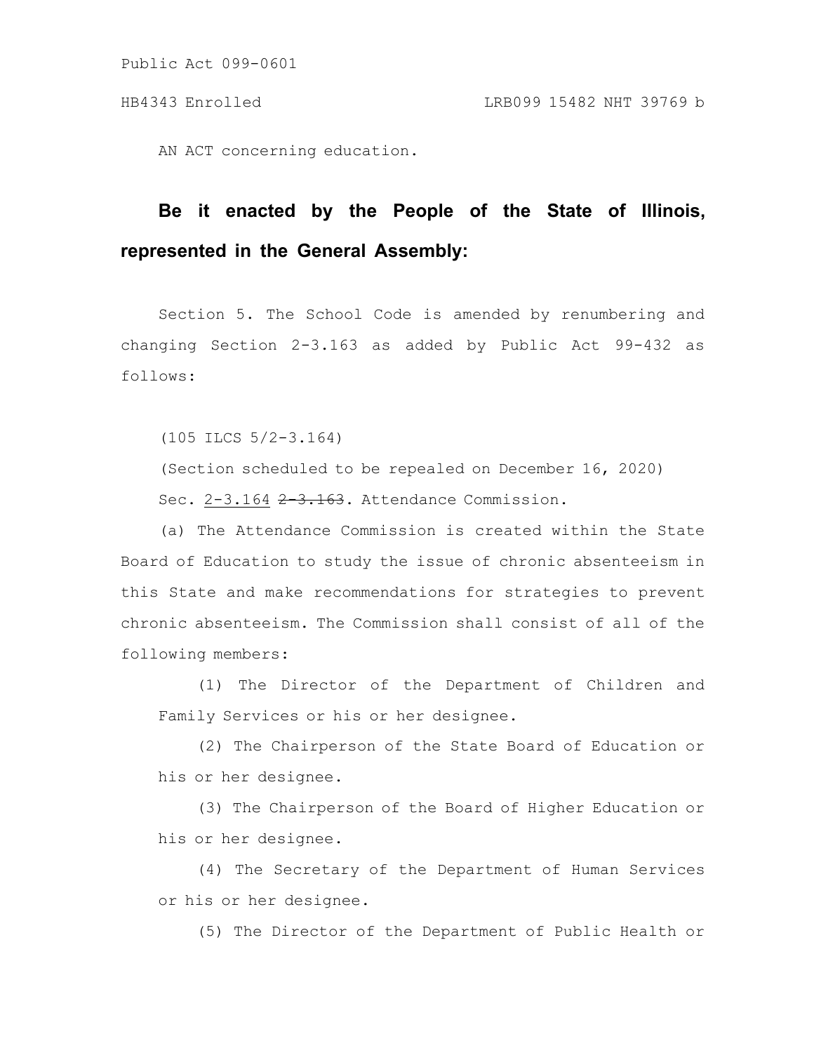Public Act 099-0601

HB4343 Enrolled LRB099 15482 NHT 39769 b

AN ACT concerning education.

**Be it enacted by the People of the State of Illinois, represented in the General Assembly:**

Section 5. The School Code is amended by renumbering and changing Section 2-3.163 as added by Public Act 99-432 as follows:

(105 ILCS 5/2-3.164)

(Section scheduled to be repealed on December 16, 2020)

Sec. 2-3.164 ~~2-3.163~~. Attendance Commission.

(a) The Attendance Commission is created within the State Board of Education to study the issue of chronic absenteeism in this State and make recommendations for strategies to prevent chronic absenteeism. The Commission shall consist of all of the following members:

(1) The Director of the Department of Children and Family Services or his or her designee.

(2) The Chairperson of the State Board of Education or his or her designee.

(3) The Chairperson of the Board of Higher Education or his or her designee.

(4) The Secretary of the Department of Human Services or his or her designee.

(5) The Director of the Department of Public Health or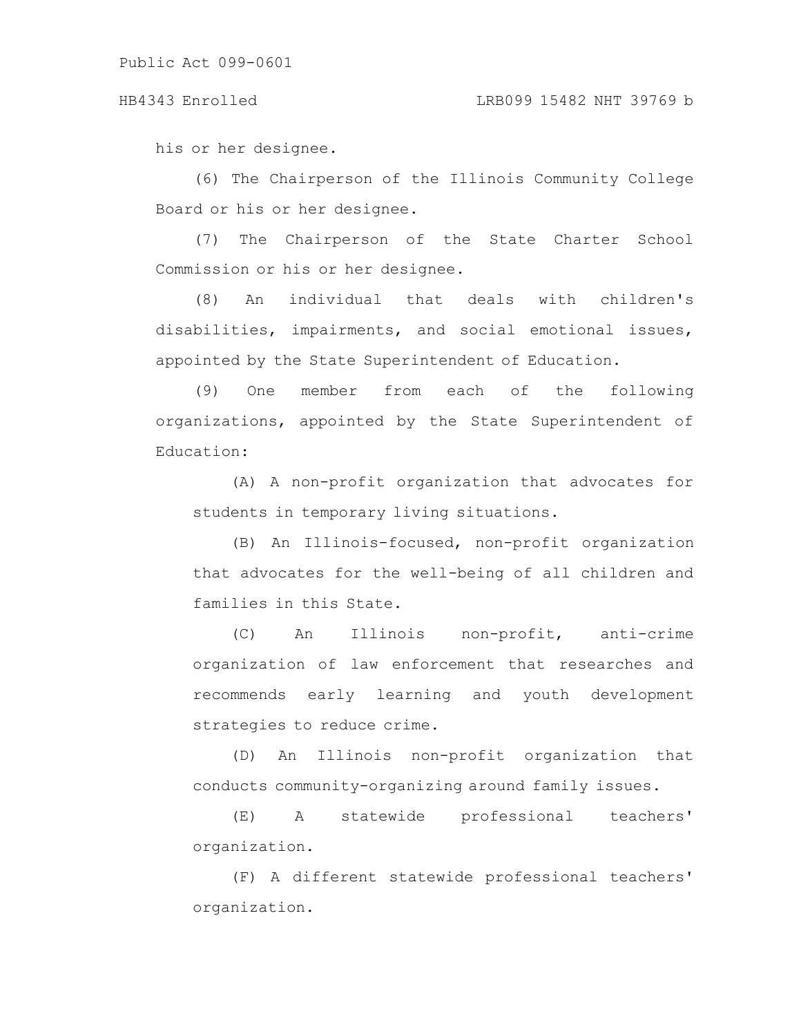his or her designee.

(6) The Chairperson of the Illinois Community College Board or his or her designee.

(7) The Chairperson of the State Charter School Commission or his or her designee.

(8) An individual that deals with children's disabilities, impairments, and social emotional issues, appointed by the State Superintendent of Education.

(9) One member from each of the following organizations, appointed by the State Superintendent of Education:

(A) A non-profit organization that advocates for students in temporary living situations.

(B) An Illinois-focused, non-profit organization that advocates for the well-being of all children and families in this State.

(C) An Illinois non-profit, anti-crime organization of law enforcement that researches and recommends early learning and youth development strategies to reduce crime.

(D) An Illinois non-profit organization that conducts community-organizing around family issues.

(E) A statewide professional teachers' organization.

(F) A different statewide professional teachers' organization.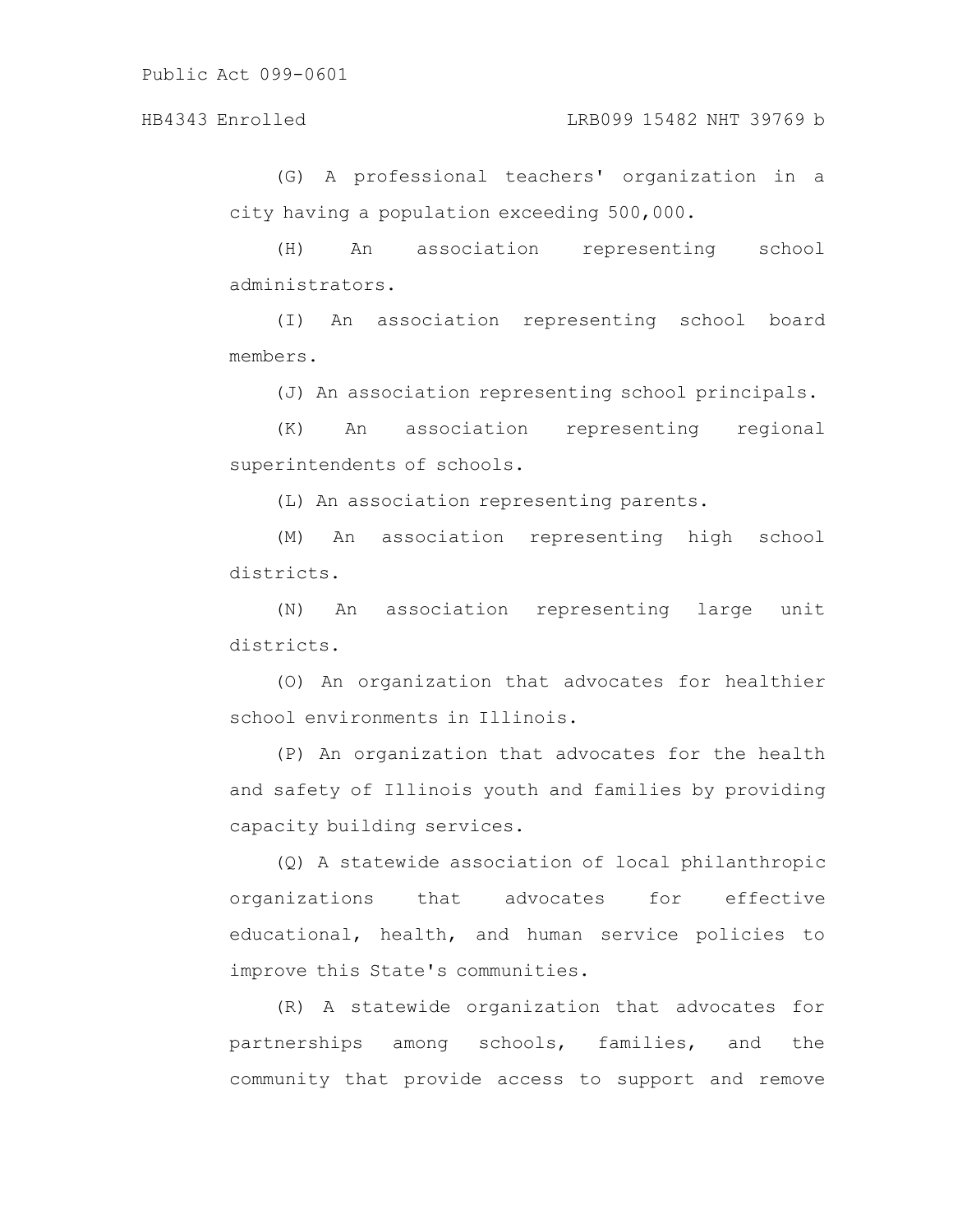(G) A professional teachers' organization in a city having a population exceeding 500,000.

(H) An association representing school administrators.

(I) An association representing school board members.

(J) An association representing school principals.

(K) An association representing regional superintendents of schools.

(L) An association representing parents.

(M) An association representing high school districts.

(N) An association representing large unit districts.

(O) An organization that advocates for healthier school environments in Illinois.

(P) An organization that advocates for the health and safety of Illinois youth and families by providing capacity building services.

(Q) A statewide association of local philanthropic organizations that advocates for effective educational, health, and human service policies to improve this State's communities.

(R) A statewide organization that advocates for partnerships among schools, families, and the community that provide access to support and remove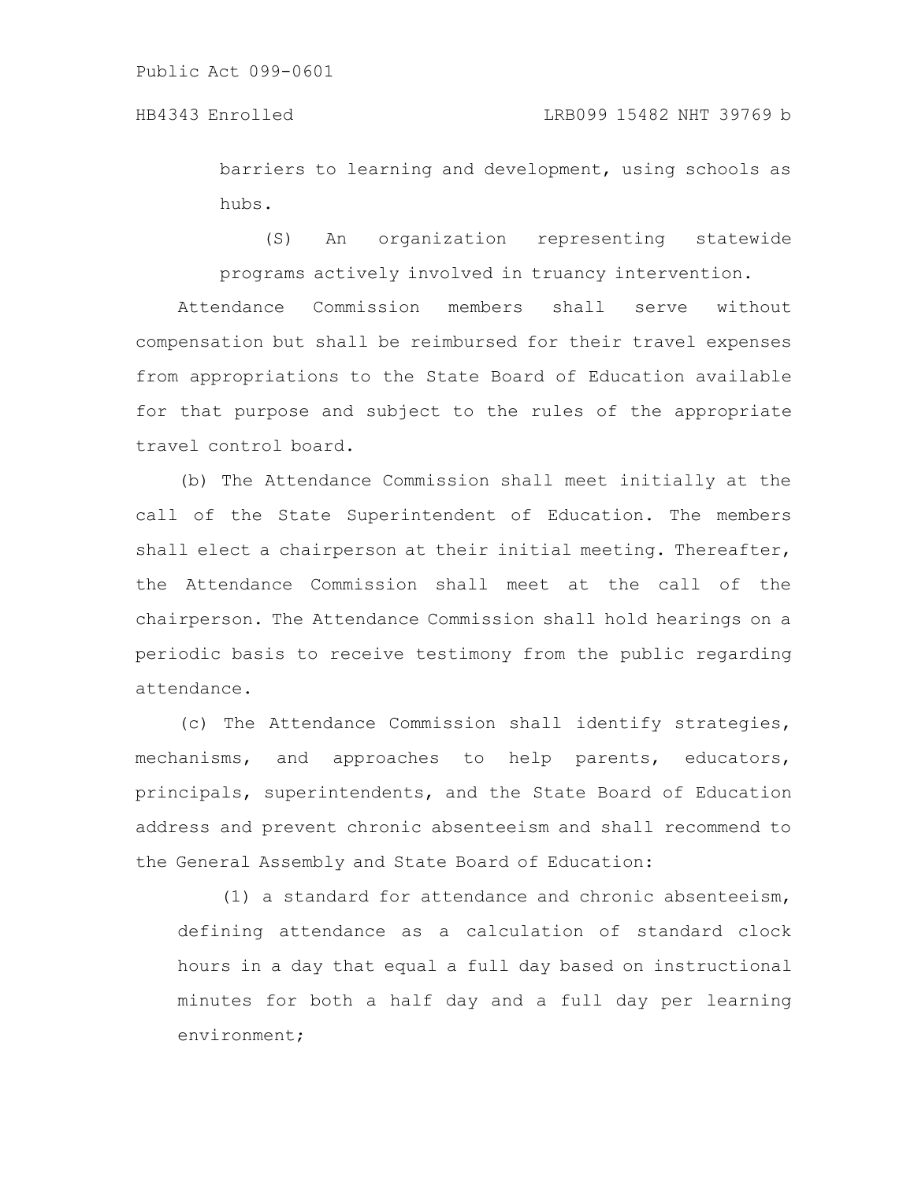barriers to learning and development, using schools as hubs.

(S) An organization representing statewide programs actively involved in truancy intervention.

Attendance Commission members shall serve without compensation but shall be reimbursed for their travel expenses from appropriations to the State Board of Education available for that purpose and subject to the rules of the appropriate travel control board.

(b) The Attendance Commission shall meet initially at the call of the State Superintendent of Education. The members shall elect a chairperson at their initial meeting. Thereafter, the Attendance Commission shall meet at the call of the chairperson. The Attendance Commission shall hold hearings on a periodic basis to receive testimony from the public regarding attendance.

(c) The Attendance Commission shall identify strategies, mechanisms, and approaches to help parents, educators, principals, superintendents, and the State Board of Education address and prevent chronic absenteeism and shall recommend to the General Assembly and State Board of Education:

(1) a standard for attendance and chronic absenteeism, defining attendance as a calculation of standard clock hours in a day that equal a full day based on instructional minutes for both a half day and a full day per learning environment;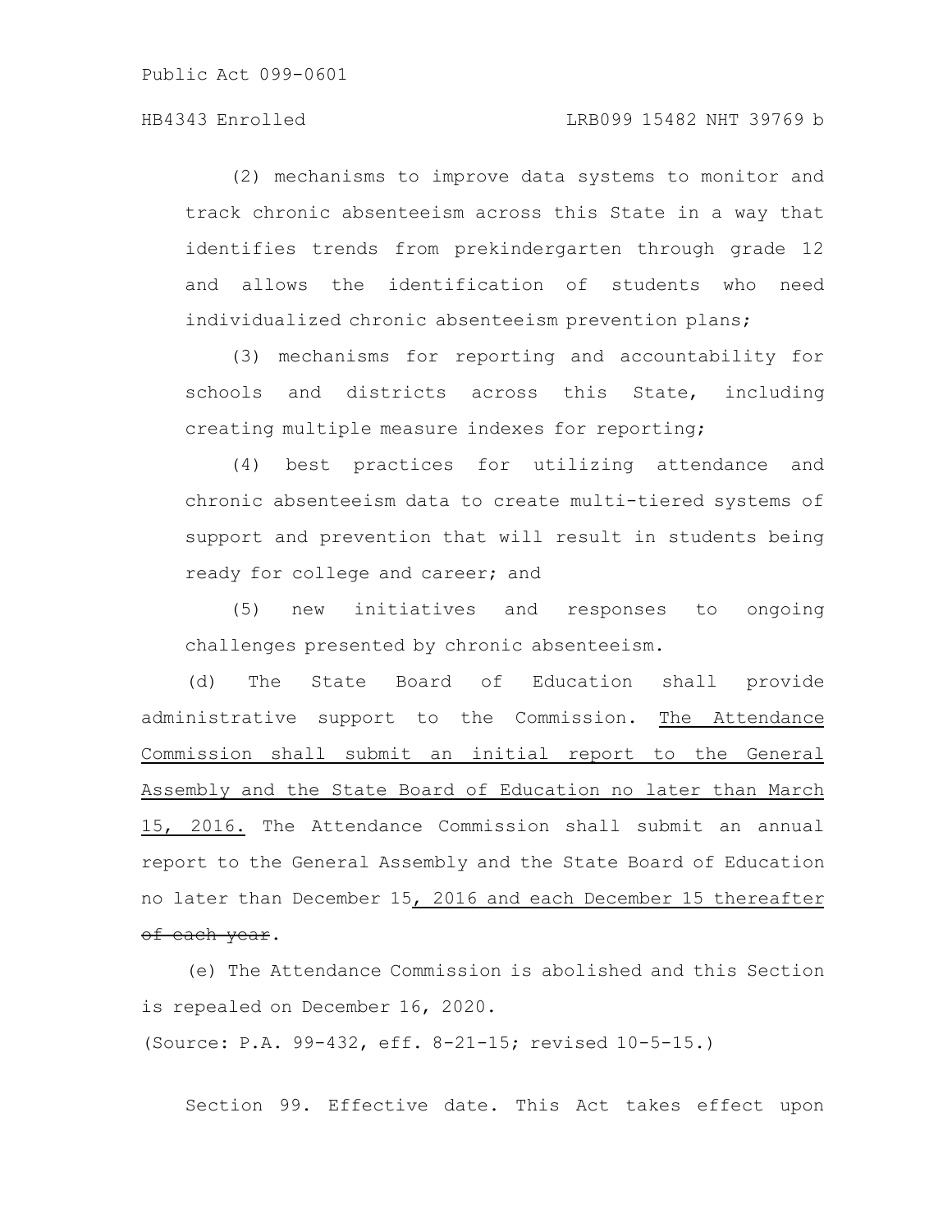(2) mechanisms to improve data systems to monitor and track chronic absenteeism across this State in a way that identifies trends from prekindergarten through grade 12 and allows the identification of students who need individualized chronic absenteeism prevention plans;

(3) mechanisms for reporting and accountability for schools and districts across this State, including creating multiple measure indexes for reporting;

(4) best practices for utilizing attendance and chronic absenteeism data to create multi-tiered systems of support and prevention that will result in students being ready for college and career; and

(5) new initiatives and responses to ongoing challenges presented by chronic absenteeism.

(d) The State Board of Education shall provide administrative support to the Commission. The Attendance Commission shall submit an initial report to the General Assembly and the State Board of Education no later than March 15, 2016. The Attendance Commission shall submit an annual report to the General Assembly and the State Board of Education no later than December 15, 2016 and each December 15 thereafter ~~of each year~~.

(e) The Attendance Commission is abolished and this Section is repealed on December 16, 2020.

(Source: P.A. 99-432, eff. 8-21-15; revised 10-5-15.)

Section 99. Effective date. This Act takes effect upon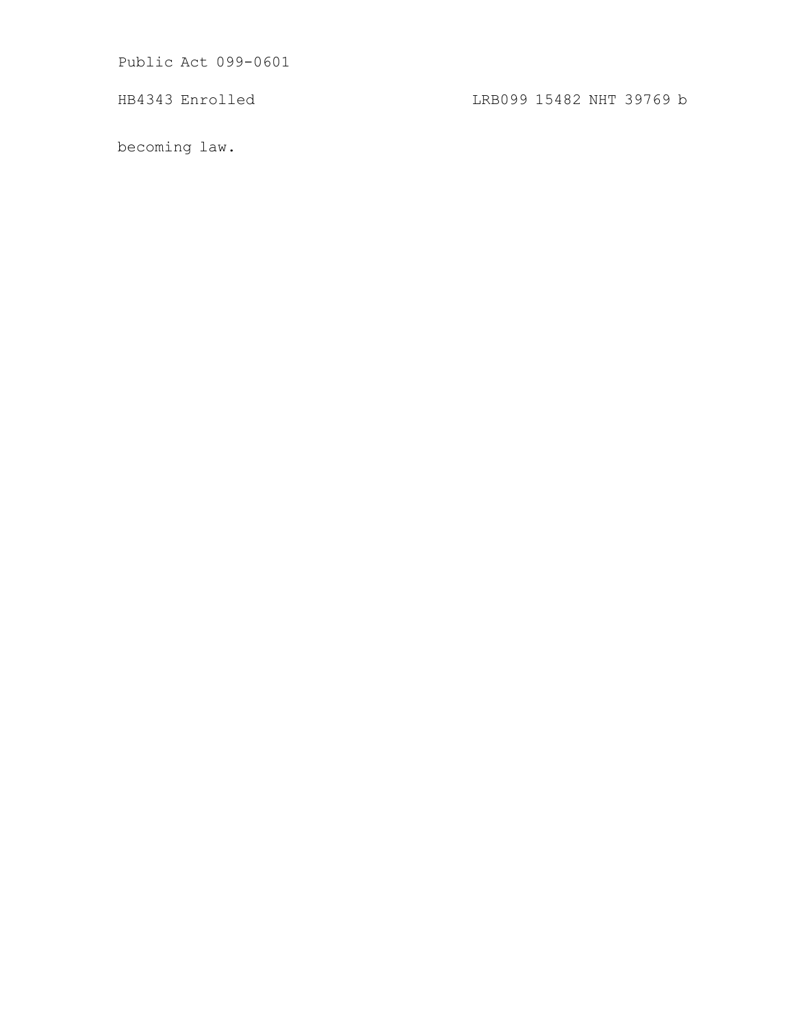becoming law.